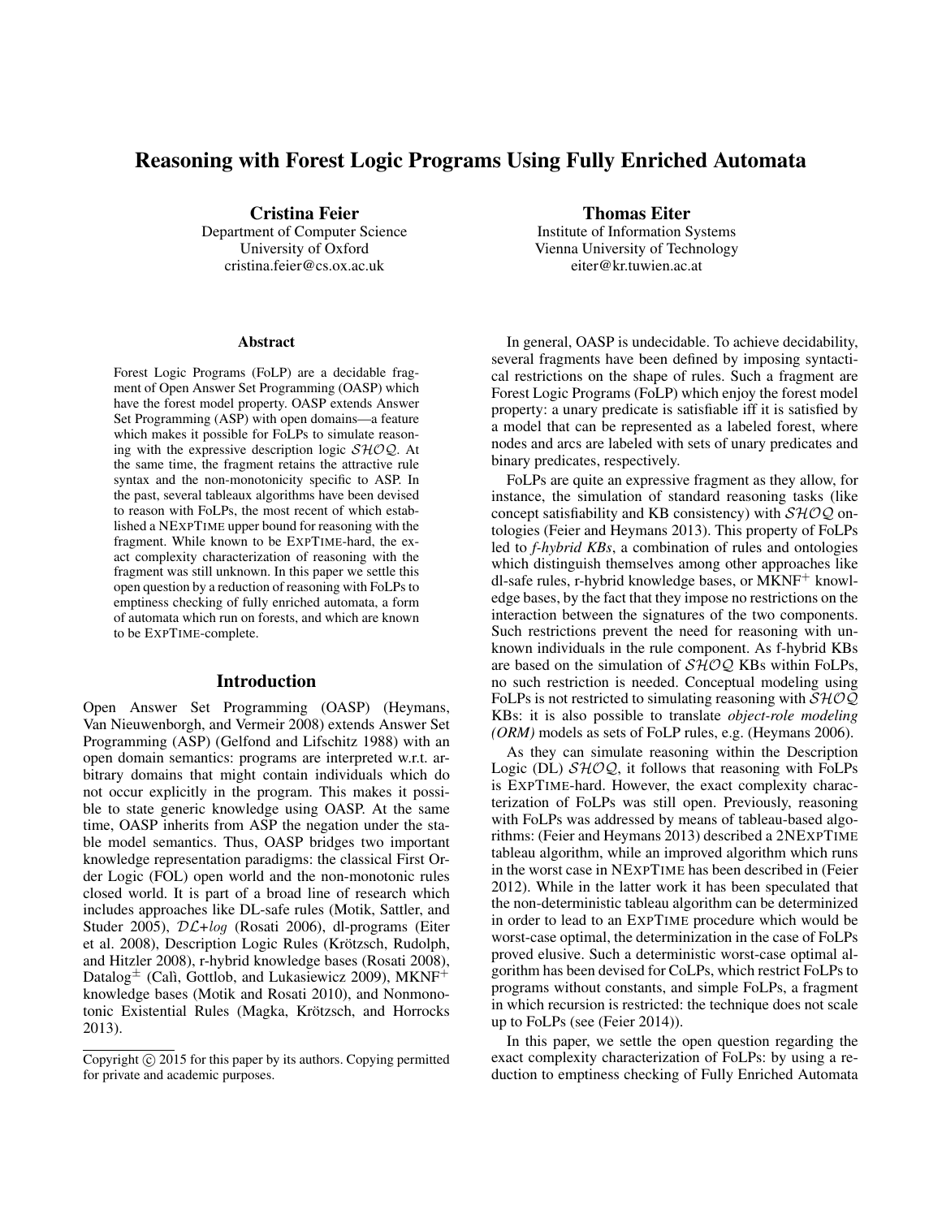# Reasoning with Forest Logic Programs Using Fully Enriched Automata

**Cristina Feier**
Department of Computer Science
University of Oxford
cristina.feier@cs.ox.ac.uk

**Thomas Eiter**
Institute of Information Systems
Vienna University of Technology
eiter@kr.tuwien.ac.at

### Abstract

Forest Logic Programs (FoLP) are a decidable fragment of Open Answer Set Programming (OASP) which have the forest model property. OASP extends Answer Set Programming (ASP) with open domains—a feature which makes it possible for FoLPs to simulate reasoning with the expressive description logic $\mathcal{SHOQ}$. At the same time, the fragment retains the attractive rule syntax and the non-monotonicity specific to ASP. In the past, several tableaux algorithms have been devised to reason with FoLPs, the most recent of which established a NExpTime upper bound for reasoning with the fragment. While known to be ExpTime-hard, the exact complexity characterization of reasoning with the fragment was still unknown. In this paper we settle this open question by a reduction of reasoning with FoLPs to emptiness checking of fully enriched automata, a form of automata which run on forests, and which are known to be ExpTime-complete.

## Introduction

Open Answer Set Programming (OASP) (Heymans, Van Nieuwenborgh, and Vermeir 2008) extends Answer Set Programming (ASP) (Gelfond and Lifschitz 1988) with an open domain semantics: programs are interpreted w.r.t. arbitrary domains that might contain individuals which do not occur explicitly in the program. This makes it possible to state generic knowledge using OASP. At the same time, OASP inherits from ASP the negation under the stable model semantics. Thus, OASP bridges two important knowledge representation paradigms: the classical First Order Logic (FOL) open world and the non-monotonic rules closed world. It is part of a broad line of research which includes approaches like DL-safe rules (Motik, Sattler, and Studer 2005), $\mathcal{DL}$+*log* (Rosati 2006), dl-programs (Eiter et al. 2008), Description Logic Rules (Krötzsch, Rudolph, and Hitzler 2008), r-hybrid knowledge bases (Rosati 2008), Datalog$^{\pm}$ (Calì, Gottlob, and Lukasiewicz 2009), MKNF$^{+}$ knowledge bases (Motik and Rosati 2010), and Nonmonotonic Existential Rules (Magka, Krötzsch, and Horrocks 2013).

In general, OASP is undecidable. To achieve decidability, several fragments have been defined by imposing syntactical restrictions on the shape of rules. Such a fragment are Forest Logic Programs (FoLP) which enjoy the forest model property: a unary predicate is satisfiable iff it is satisfied by a model that can be represented as a labeled forest, where nodes and arcs are labeled with sets of unary predicates and binary predicates, respectively.

FoLPs are quite an expressive fragment as they allow, for instance, the simulation of standard reasoning tasks (like concept satisfiability and KB consistency) with $\mathcal{SHOQ}$ ontologies (Feier and Heymans 2013). This property of FoLPs led to *f-hybrid KBs*, a combination of rules and ontologies which distinguish themselves among other approaches like dl-safe rules, r-hybrid knowledge bases, or MKNF$^{+}$ knowledge bases, by the fact that they impose no restrictions on the interaction between the signatures of the two components. Such restrictions prevent the need for reasoning with unknown individuals in the rule component. As f-hybrid KBs are based on the simulation of $\mathcal{SHOQ}$ KBs within FoLPs, no such restriction is needed. Conceptual modeling using FoLPs is not restricted to simulating reasoning with $\mathcal{SHOQ}$ KBs: it is also possible to translate *object-role modeling (ORM)* models as sets of FoLP rules, e.g. (Heymans 2006).

As they can simulate reasoning within the Description Logic (DL) $\mathcal{SHOQ}$, it follows that reasoning with FoLPs is ExpTime-hard. However, the exact complexity characterization of FoLPs was still open. Previously, reasoning with FoLPs was addressed by means of tableau-based algorithms: (Feier and Heymans 2013) described a 2NExpTime tableau algorithm, while an improved algorithm which runs in the worst case in NExpTime has been described in (Feier 2012). While in the latter work it has been speculated that the non-deterministic tableau algorithm can be determinized in order to lead to an ExpTime procedure which would be worst-case optimal, the determinization in the case of FoLPs proved elusive. Such a deterministic worst-case optimal algorithm has been devised for CoLPs, which restrict FoLPs to programs without constants, and simple FoLPs, a fragment in which recursion is restricted: the technique does not scale up to FoLPs (see (Feier 2014)).

In this paper, we settle the open question regarding the exact complexity characterization of FoLPs: by using a reduction to emptiness checking of Fully Enriched Automata

Copyright © 2015 for this paper by its authors. Copying permitted for private and academic purposes.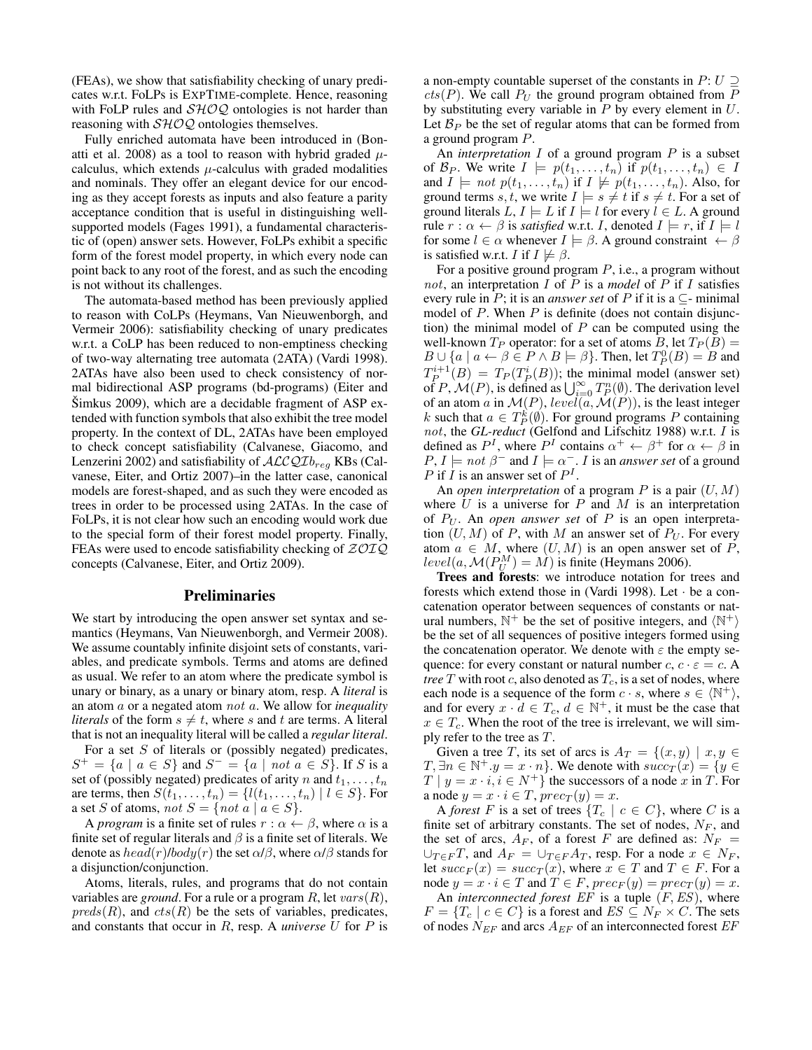(FEAs), we show that satisfiability checking of unary predicates w.r.t. FoLPs is EXPTIME-complete. Hence, reasoning with FoLP rules and $\mathcal{SHOQ}$ ontologies is not harder than reasoning with $\mathcal{SHOQ}$ ontologies themselves.

Fully enriched automata have been introduced in (Bonatti et al. 2008) as a tool to reason with hybrid graded $\mu$-calculus, which extends $\mu$-calculus with graded modalities and nominals. They offer an elegant device for our encoding as they accept forests as inputs and also feature a parity acceptance condition that is useful in distinguishing well-supported models (Fages 1991), a fundamental characteristic of (open) answer sets. However, FoLPs exhibit a specific form of the forest model property, in which every node can point back to any root of the forest, and as such the encoding is not without its challenges.

The automata-based method has been previously applied to reason with CoLPs (Heymans, Van Nieuwenborgh, and Vermeir 2006): satisfiability checking of unary predicates w.r.t. a CoLP has been reduced to non-emptiness checking of two-way alternating tree automata (2ATA) (Vardi 1998). 2ATAs have also been used to check consistency of normal bidirectional ASP programs (bd-programs) (Eiter and Šimkus 2009), which are a decidable fragment of ASP extended with function symbols that also exhibit the tree model property. In the context of DL, 2ATAs have been employed to check concept satisfiability (Calvanese, Giacomo, and Lenzerini 2002) and satisfiability of $\mathcal{ALCQIb}_{reg}$ KBs (Calvanese, Eiter, and Ortiz 2007)–in the latter case, canonical models are forest-shaped, and as such they were encoded as trees in order to be processed using 2ATAs. In the case of FoLPs, it is not clear how such an encoding would work due to the special form of their forest model property. Finally, FEAs were used to encode satisfiability checking of $\mathcal{ZOIQ}$ concepts (Calvanese, Eiter, and Ortiz 2009).

## Preliminaries

We start by introducing the open answer set syntax and semantics (Heymans, Van Nieuwenborgh, and Vermeir 2008). We assume countably infinite disjoint sets of constants, variables, and predicate symbols. Terms and atoms are defined as usual. We refer to an atom where the predicate symbol is unary or binary, as a unary or binary atom, resp. A *literal* is an atom $a$ or a negated atom $not\ a$. We allow for *inequality literals* of the form $s \neq t$, where $s$ and $t$ are terms. A literal that is not an inequality literal will be called a *regular literal*.

For a set $S$ of literals or (possibly negated) predicates, $S^+ = \{a \mid a \in S\}$ and $S^- = \{a \mid not\ a \in S\}$. If $S$ is a set of (possibly negated) predicates of arity $n$ and $t_1, \ldots, t_n$ are terms, then $S(t_1, \ldots, t_n) = \{l(t_1, \ldots, t_n) \mid l \in S\}$. For a set $S$ of atoms, $not\ S = \{not\ a \mid a \in S\}$.

A *program* is a finite set of rules $r : \alpha \leftarrow \beta$, where $\alpha$ is a finite set of regular literals and $\beta$ is a finite set of literals. We denote as $head(r)$/$body(r)$ the set $\alpha$/$\beta$, where $\alpha$/$\beta$ stands for a disjunction/conjunction.

Atoms, literals, rules, and programs that do not contain variables are *ground*. For a rule or a program $R$, let $vars(R)$, $preds(R)$, and $cts(R)$ be the sets of variables, predicates, and constants that occur in $R$, resp. A *universe* $U$ for $P$ is a non-empty countable superset of the constants in $P$: $U \supseteq cts(P)$. We call $P_U$ the ground program obtained from $P$ by substituting every variable in $P$ by every element in $U$. Let $\mathcal{B}_P$ be the set of regular atoms that can be formed from a ground program $P$.

An *interpretation* $I$ of a ground program $P$ is a subset of $\mathcal{B}_P$. We write $I \models p(t_1, \ldots, t_n)$ if $p(t_1, \ldots, t_n) \in I$ and $I \models not\ p(t_1, \ldots, t_n)$ if $I \not\models p(t_1, \ldots, t_n)$. Also, for ground terms $s, t$, we write $I \models s \neq t$ if $s \neq t$. For a set of ground literals $L$, $I \models L$ if $I \models l$ for every $l \in L$. A ground rule $r : \alpha \leftarrow \beta$ is *satisfied* w.r.t. $I$, denoted $I \models r$, if $I \models l$ for some $l \in \alpha$ whenever $I \models \beta$. A ground constraint $\leftarrow \beta$ is satisfied w.r.t. $I$ if $I \not\models \beta$.

For a positive ground program $P$, i.e., a program without $not$, an interpretation $I$ of $P$ is a *model* of $P$ if $I$ satisfies every rule in $P$; it is an *answer set* of $P$ if it is a $\subseteq$- minimal model of $P$. When $P$ is definite (does not contain disjunction) the minimal model of $P$ can be computed using the well-known $T_P$ operator: for a set of atoms $B$, let $T_P(B) = B \cup \{a \mid a \leftarrow \beta \in P \wedge B \models \beta\}$. Then, let $T_P^0(B) = B$ and $T_P^{i+1}(B) = T_P(T_P^i(B))$; the minimal model (answer set) of $P$, $\mathcal{M}(P)$, is defined as $\bigcup_{i=0}^{\infty} T_P^n(\emptyset)$. The derivation level of an atom $a$ in $\mathcal{M}(P)$, $level(a, \mathcal{M}(P))$, is the least integer $k$ such that $a \in T_P^k(\emptyset)$. For ground programs $P$ containing $not$, the *GL-reduct* (Gelfond and Lifschitz 1988) w.r.t. $I$ is defined as $P^I$, where $P^I$ contains $\alpha^+ \leftarrow \beta^+$ for $\alpha \leftarrow \beta$ in $P$, $I \models not\ \beta^-$ and $I \models \alpha^-$. $I$ is an *answer set* of a ground $P$ if $I$ is an answer set of $P^I$.

An *open interpretation* of a program $P$ is a pair $(U, M)$ where $U$ is a universe for $P$ and $M$ is an interpretation of $P_U$. An *open answer set* of $P$ is an open interpretation $(U, M)$ of $P$, with $M$ an answer set of $P_U$. For every atom $a \in M$, where $(U, M)$ is an open answer set of $P$, $level(a, \mathcal{M}(P_U^M) = M)$ is finite (Heymans 2006).

**Trees and forests**: we introduce notation for trees and forests which extend those in (Vardi 1998). Let $\cdot$ be a concatenation operator between sequences of constants or natural numbers, $\mathbb{N}^+$ be the set of positive integers, and $\langle \mathbb{N}^+ \rangle$ be the set of all sequences of positive integers formed using the concatenation operator. We denote with $\varepsilon$ the empty sequence: for every constant or natural number $c$, $c \cdot \varepsilon = c$. A *tree* $T$ with root $c$, also denoted as $T_c$, is a set of nodes, where each node is a sequence of the form $c \cdot s$, where $s \in \langle \mathbb{N}^+ \rangle$, and for every $x \cdot d \in T_c$, $d \in \mathbb{N}^+$, it must be the case that $x \in T_c$. When the root of the tree is irrelevant, we will simply refer to the tree as $T$.

Given a tree $T$, its set of arcs is $A_T = \{(x, y) \mid x, y \in T, \exists n \in \mathbb{N}^+ . y = x \cdot n\}$. We denote with $succ_T(x) = \{y \in T \mid y = x \cdot i, i \in N^+\}$ the successors of a node $x$ in $T$. For a node $y = x \cdot i \in T$, $prec_T(y) = x$.

A *forest* $F$ is a set of trees $\{T_c \mid c \in C\}$, where $C$ is a finite set of arbitrary constants. The set of nodes, $N_F$, and the set of arcs, $A_F$, of a forest $F$ are defined as: $N_F = \cup_{T \in F} T$, and $A_F = \cup_{T \in F} A_T$, resp. For a node $x \in N_F$, let $succ_F(x) = succ_T(x)$, where $x \in T$ and $T \in F$. For a node $y = x \cdot i \in T$ and $T \in F$, $prec_F(y) = prec_T(y) = x$.

An *interconnected forest* $EF$ is a tuple $(F, ES)$, where $F = \{T_c \mid c \in C\}$ is a forest and $ES \subseteq N_F \times C$. The sets of nodes $N_{EF}$ and arcs $A_{EF}$ of an interconnected forest $EF$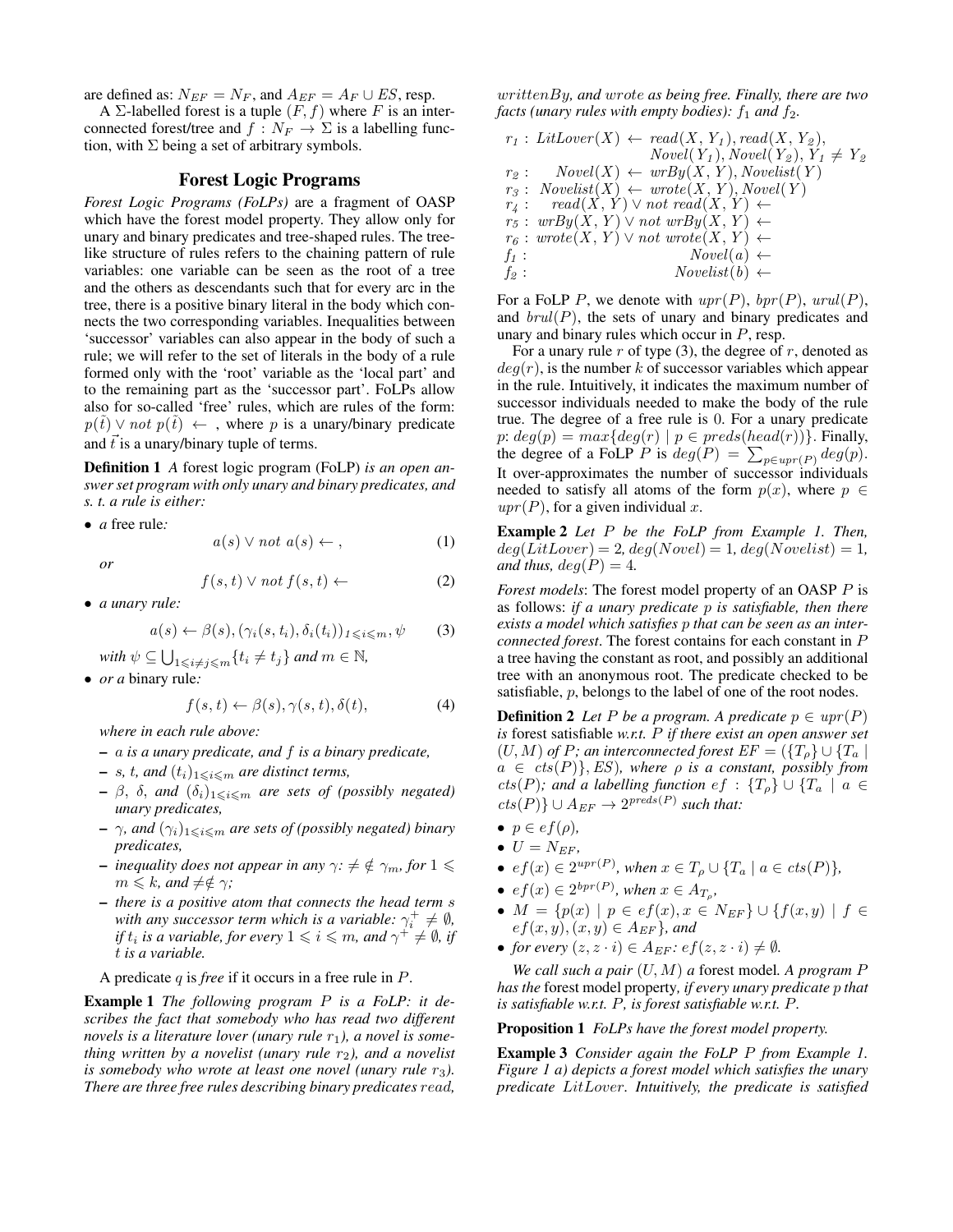are defined as: $N_{EF} = N_F$, and $A_{EF} = A_F \cup ES$, resp.

A $\Sigma$-labelled forest is a tuple $(F, f)$ where $F$ is an interconnected forest/tree and $f : N_F \to \Sigma$ is a labelling function, with $\Sigma$ being a set of arbitrary symbols.

## Forest Logic Programs

*Forest Logic Programs (FoLPs)* are a fragment of OASP which have the forest model property. They allow only for unary and binary predicates and tree-shaped rules. The tree-like structure of rules refers to the chaining pattern of rule variables: one variable can be seen as the root of a tree and the others as descendants such that for every arc in the tree, there is a positive binary literal in the body which connects the two corresponding variables. Inequalities between 'successor' variables can also appear in the body of such a rule; we will refer to the set of literals in the body of a rule formed only with the 'root' variable as the 'local part' and to the remaining part as the 'successor part'. FoLPs allow also for so-called 'free' rules, which are rules of the form: $p(\vec{t}) \vee not\ p(\vec{t}) \leftarrow$ , where $p$ is a unary/binary predicate and $\vec{t}$ is a unary/binary tuple of terms.

**Definition 1** *A* forest logic program (FoLP) *is an open answer set program with only unary and binary predicates, and s. t. a rule is either:*

- *a* free rule*:*
$$a(s) \vee not\ a(s) \leftarrow, \tag{1}$$
*or*
$$f(s,t) \vee not\ f(s,t) \leftarrow \tag{2}$$
- *a unary rule:*
$$a(s) \leftarrow \beta(s), (\gamma_i(s,t_i), \delta_i(t_i))_{1 \leqslant i \leqslant m}, \psi \tag{3}$$
*with $\psi \subseteq \bigcup_{1 \leqslant i \neq j \leqslant m} \{t_i \neq t_j\}$ and $m \in \mathbb{N}$,*
- *or a* binary rule*:*
$$f(s,t) \leftarrow \beta(s), \gamma(s,t), \delta(t), \tag{4}$$

*where in each rule above:*
- *$a$ is a unary predicate, and $f$ is a binary predicate,*
- *$s$, $t$, and $(t_i)_{1 \leqslant i \leqslant m}$ are distinct terms,*
- *$\beta$, $\delta$, and $(\delta_i)_{1 \leqslant i \leqslant m}$ are sets of (possibly negated) unary predicates,*
- *$\gamma$, and $(\gamma_i)_{1 \leqslant i \leqslant m}$ are sets of (possibly negated) binary predicates,*
- *inequality does not appear in any $\gamma$: $\neq \notin \gamma_m$, for $1 \leqslant m \leqslant k$, and $\neq \notin \gamma$;*
- *there is a positive atom that connects the head term $s$ with any successor term which is a variable: $\gamma_i^+ \neq \emptyset$, if $t_i$ is a variable, for every $1 \leqslant i \leqslant m$, and $\gamma^+ \neq \emptyset$, if $t$ is a variable.*

A predicate $q$ is *free* if it occurs in a free rule in $P$.

**Example 1** *The following program $P$ is a FoLP: it describes the fact that somebody who has read two different novels is a literature lover (unary rule $r_1$), a novel is something written by a novelist (unary rule $r_2$), and a novelist is somebody who wrote at least one novel (unary rule $r_3$). There are three free rules describing binary predicates $read$, $writtenBy$, and $wrote$ as being free. Finally, there are two facts (unary rules with empty bodies): $f_1$ and $f_2$.*

$$\begin{aligned}
r_1 &: LitLover(X) \leftarrow read(X, Y_1), read(X, Y_2), \\
&\qquad\qquad Novel(Y_1), Novel(Y_2), Y_1 \neq Y_2 \\
r_2 &: \quad Novel(X) \leftarrow wrBy(X, Y), Novelist(Y) \\
r_3 &: \ Novelist(X) \leftarrow wrote(X, Y), Novel(Y) \\
r_4 &: \quad read(X, Y) \vee not\ read(X, Y) \leftarrow \\
r_5 &: \ wrBy(X, Y) \vee not\ wrBy(X, Y) \leftarrow \\
r_6 &: \ wrote(X, Y) \vee not\ wrote(X, Y) \leftarrow \\
f_1 &: \qquad\qquad Novel(a) \leftarrow \\
f_2 &: \qquad\qquad Novelist(b) \leftarrow
\end{aligned}$$

For a FoLP $P$, we denote with $upr(P)$, $bpr(P)$, $urul(P)$, and $brul(P)$, the sets of unary and binary predicates and unary and binary rules which occur in $P$, resp.

For a unary rule $r$ of type (3), the degree of $r$, denoted as $deg(r)$, is the number $k$ of successor variables which appear in the rule. Intuitively, it indicates the maximum number of successor individuals needed to make the body of the rule true. The degree of a free rule is 0. For a unary predicate $p$: $deg(p) = max\{deg(r) \mid p \in preds(head(r))\}$. Finally, the degree of a FoLP $P$ is $deg(P) = \sum_{p \in upr(P)} deg(p)$. It over-approximates the number of successor individuals needed to satisfy all atoms of the form $p(x)$, where $p \in upr(P)$, for a given individual $x$.

**Example 2** *Let $P$ be the FoLP from Example 1. Then, $deg(LitLover) = 2$, $deg(Novel) = 1$, $deg(Novelist) = 1$, and thus, $deg(P) = 4$.*

*Forest models*: The forest model property of an OASP $P$ is as follows: *if a unary predicate $p$ is satisfiable, then there exists a model which satisfies $p$ that can be seen as an interconnected forest*. The forest contains for each constant in $P$ a tree having the constant as root, and possibly an additional tree with an anonymous root. The predicate checked to be satisfiable, $p$, belongs to the label of one of the root nodes.

**Definition 2** *Let $P$ be a program. A predicate $p \in upr(P)$ is* forest satisfiable *w.r.t. $P$ if there exist an open answer set $(U, M)$ of $P$; an interconnected forest $EF = (\{T_\rho\} \cup \{T_a \mid a \in cts(P)\}, ES)$, where $\rho$ is a constant, possibly from $cts(P)$; and a labelling function $ef : \{T_\rho\} \cup \{T_a \mid a \in cts(P)\} \cup A_{EF} \to 2^{preds(P)}$ such that:*

- *$p \in ef(\rho)$,*
- *$U = N_{EF}$,*
- *$ef(x) \in 2^{upr(P)}$, when $x \in T_\rho \cup \{T_a \mid a \in cts(P)\}$,*
- *$ef(x) \in 2^{bpr(P)}$, when $x \in A_{T_\rho}$,*
- *$M = \{p(x) \mid p \in ef(x), x \in N_{EF}\} \cup \{f(x, y) \mid f \in ef(x, y), (x, y) \in A_{EF}\}$, and*
- *for every $(z, z \cdot i) \in A_{EF}$: $ef(z, z \cdot i) \neq \emptyset$.*

*We call such a pair $(U, M)$ a* forest model*. A program $P$ has the* forest model property*, if every unary predicate $p$ that is satisfiable w.r.t. $P$, is forest satisfiable w.r.t. $P$.*

**Proposition 1** *FoLPs have the forest model property.*

**Example 3** *Consider again the FoLP $P$ from Example 1. Figure 1 a) depicts a forest model which satisfies the unary predicate $LitLover$. Intuitively, the predicate is satisfied*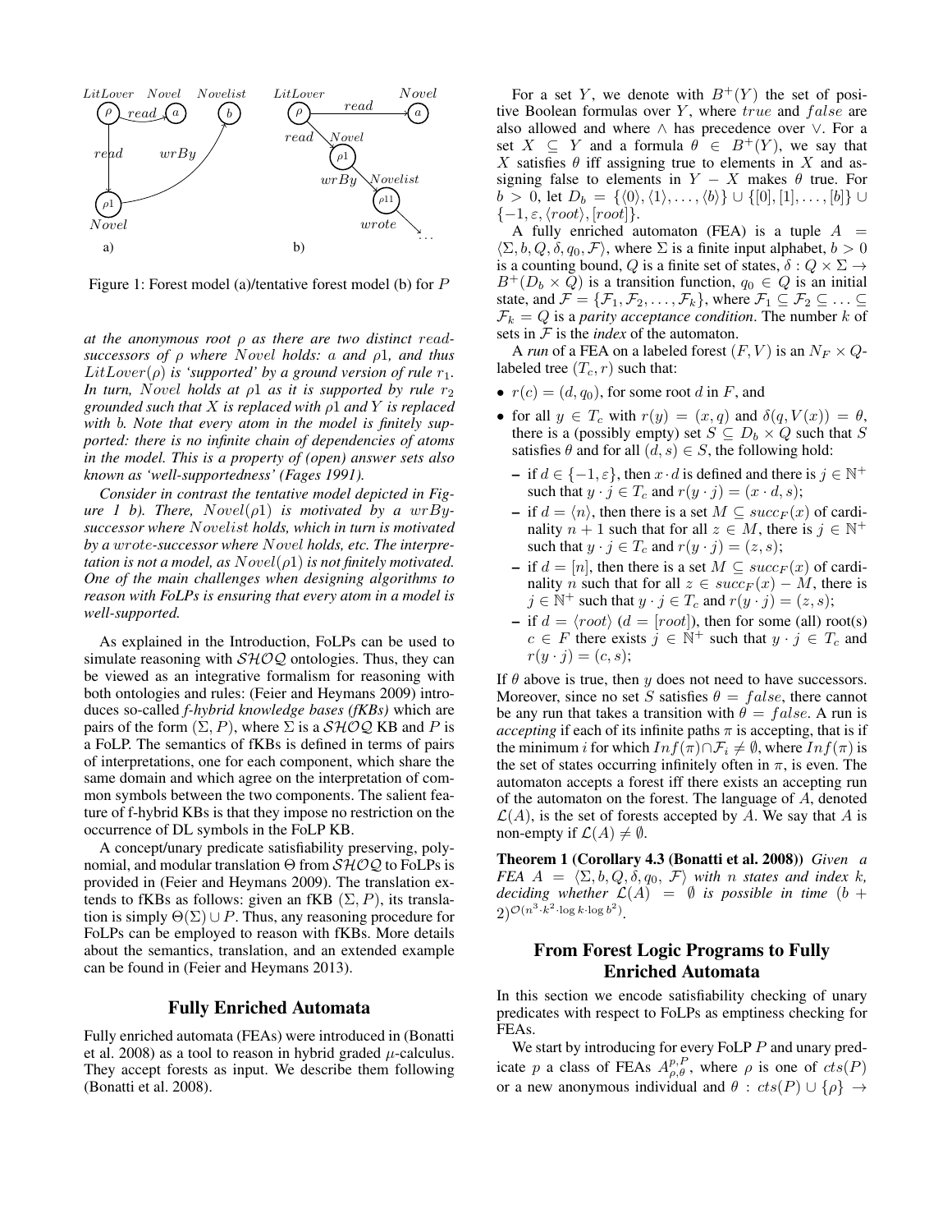Figure 1: Forest model (a)/tentative forest model (b) for $P$

*at the anonymous root $\rho$ as there are two distinct $read$-successors of $\rho$ where $Novel$ holds: $a$ and $\rho1$, and thus $LitLover(\rho)$ is 'supported' by a ground version of rule $r_1$. In turn, $Novel$ holds at $\rho1$ as it is supported by rule $r_2$ grounded such that $X$ is replaced with $\rho1$ and $Y$ is replaced with $b$. Note that every atom in the model is finitely supported: there is no infinite chain of dependencies of atoms in the model. This is a property of (open) answer sets also known as 'well-supportedness' (Fages 1991).*

*Consider in contrast the tentative model depicted in Figure 1 b). There, $Novel(\rho1)$ is motivated by a $wrBy$-successor where $Novelist$ holds, which in turn is motivated by a $wrote$-successor where $Novel$ holds, etc. The interpretation is not a model, as $Novel(\rho1)$ is not finitely motivated. One of the main challenges when designing algorithms to reason with FoLPs is ensuring that every atom in a model is well-supported.*

As explained in the Introduction, FoLPs can be used to simulate reasoning with $\mathcal{SHOQ}$ ontologies. Thus, they can be viewed as an integrative formalism for reasoning with both ontologies and rules: (Feier and Heymans 2009) introduces so-called *f-hybrid knowledge bases (fKBs)* which are pairs of the form $(\Sigma, P)$, where $\Sigma$ is a $\mathcal{SHOQ}$ KB and $P$ is a FoLP. The semantics of fKBs is defined in terms of pairs of interpretations, one for each component, which share the same domain and which agree on the interpretation of common symbols between the two components. The salient feature of f-hybrid KBs is that they impose no restriction on the occurrence of DL symbols in the FoLP KB.

A concept/unary predicate satisfiability preserving, polynomial, and modular translation $\Theta$ from $\mathcal{SHOQ}$ to FoLPs is provided in (Feier and Heymans 2009). The translation extends to fKBs as follows: given an fKB $(\Sigma, P)$, its translation is simply $\Theta(\Sigma) \cup P$. Thus, any reasoning procedure for FoLPs can be employed to reason with fKBs. More details about the semantics, translation, and an extended example can be found in (Feier and Heymans 2013).

## Fully Enriched Automata

Fully enriched automata (FEAs) were introduced in (Bonatti et al. 2008) as a tool to reason in hybrid graded $\mu$-calculus. They accept forests as input. We describe them following (Bonatti et al. 2008).

For a set $Y$, we denote with $B^+(Y)$ the set of positive Boolean formulas over $Y$, where $true$ and $false$ are also allowed and where $\wedge$ has precedence over $\vee$. For a set $X \subseteq Y$ and a formula $\theta \in B^+(Y)$, we say that $X$ satisfies $\theta$ iff assigning true to elements in $X$ and assigning false to elements in $Y - X$ makes $\theta$ true. For $b > 0$, let $D_b = \{\langle 0\rangle, \langle 1\rangle, \ldots, \langle b\rangle\} \cup \{[0], [1], \ldots, [b]\} \cup \{-1, \varepsilon, \langle root\rangle, [root]\}$.

A fully enriched automaton (FEA) is a tuple $A = \langle \Sigma, b, Q, \delta, q_0, \mathcal{F}\rangle$, where $\Sigma$ is a finite input alphabet, $b > 0$ is a counting bound, $Q$ is a finite set of states, $\delta : Q \times \Sigma \rightarrow B^+(D_b \times Q)$ is a transition function, $q_0 \in Q$ is an initial state, and $\mathcal{F} = \{\mathcal{F}_1, \mathcal{F}_2, \ldots, \mathcal{F}_k\}$, where $\mathcal{F}_1 \subseteq \mathcal{F}_2 \subseteq \ldots \subseteq \mathcal{F}_k = Q$ is a *parity acceptance condition*. The number $k$ of sets in $\mathcal{F}$ is the *index* of the automaton.

A *run* of a FEA on a labeled forest $(F, V)$ is an $N_F \times Q$-labeled tree $(T_c, r)$ such that:

- $r(c) = (d, q_0)$, for some root $d$ in $F$, and
- for all $y \in T_c$ with $r(y) = (x, q)$ and $\delta(q, V(x)) = \theta$, there is a (possibly empty) set $S \subseteq D_b \times Q$ such that $S$ satisfies $\theta$ and for all $(d, s) \in S$, the following hold:
  - if $d \in \{-1, \varepsilon\}$, then $x \cdot d$ is defined and there is $j \in \mathbb{N}^+$ such that $y \cdot j \in T_c$ and $r(y \cdot j) = (x \cdot d, s)$;
  - if $d = \langle n\rangle$, then there is a set $M \subseteq succ_F(x)$ of cardinality $n + 1$ such that for all $z \in M$, there is $j \in \mathbb{N}^+$ such that $y \cdot j \in T_c$ and $r(y \cdot j) = (z, s)$;
  - if $d = [n]$, then there is a set $M \subseteq succ_F(x)$ of cardinality $n$ such that for all $z \in succ_F(x) - M$, there is $j \in \mathbb{N}^+$ such that $y \cdot j \in T_c$ and $r(y \cdot j) = (z, s)$;
  - if $d = \langle root\rangle$ ($d = [root]$), then for some (all) root(s) $c \in F$ there exists $j \in \mathbb{N}^+$ such that $y \cdot j \in T_c$ and $r(y \cdot j) = (c, s)$;

If $\theta$ above is true, then $y$ does not need to have successors. Moreover, since no set $S$ satisfies $\theta = false$, there cannot be any run that takes a transition with $\theta = false$. A run is *accepting* if each of its infinite paths $\pi$ is accepting, that is if the minimum $i$ for which $Inf(\pi) \cap \mathcal{F}_i \neq \emptyset$, where $Inf(\pi)$ is the set of states occurring infinitely often in $\pi$, is even. The automaton accepts a forest iff there exists an accepting run of the automaton on the forest. The language of $A$, denoted $\mathcal{L}(A)$, is the set of forests accepted by $A$. We say that $A$ is non-empty if $\mathcal{L}(A) \neq \emptyset$.

**Theorem 1 (Corollary 4.3 (Bonatti et al. 2008))** *Given a FEA $A = \langle \Sigma, b, Q, \delta, q_0, \mathcal{F}\rangle$ with $n$ states and index $k$, deciding whether $\mathcal{L}(A) = \emptyset$ is possible in time $(b + 2)^{\mathcal{O}(n^3 \cdot k^2 \cdot \log k \cdot \log b^2)}$.*

## From Forest Logic Programs to Fully Enriched Automata

In this section we encode satisfiability checking of unary predicates with respect to FoLPs as emptiness checking for FEAs.

We start by introducing for every FoLP $P$ and unary predicate $p$ a class of FEAs $A^{p,P}_{\rho,\theta}$, where $\rho$ is one of $cts(P)$ or a new anonymous individual and $\theta : cts(P) \cup \{\rho\} \rightarrow$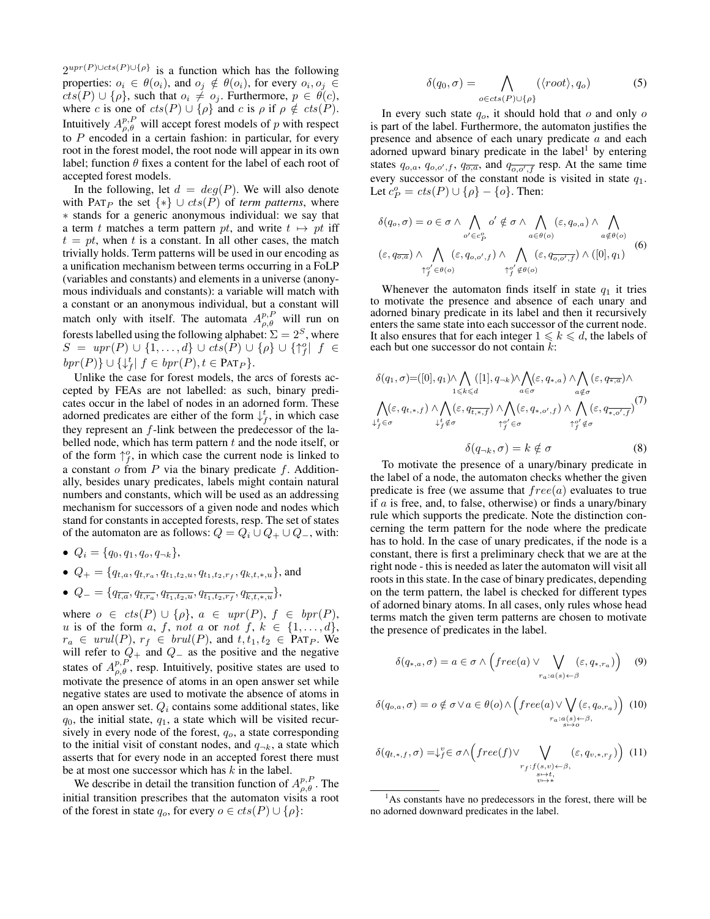$2^{upr(P) \cup cts(P) \cup \{\rho\}}$ is a function which has the following properties: $o_i \in \theta(o_i)$, and $o_j \notin \theta(o_i)$, for every $o_i, o_j \in cts(P) \cup \{\rho\}$, such that $o_i \neq o_j$. Furthermore, $p \in \theta(c)$, where $c$ is one of $cts(P) \cup \{\rho\}$ and $c$ is $\rho$ if $\rho \notin cts(P)$. Intuitively $A^{p,P}_{\rho,\theta}$ will accept forest models of $p$ with respect to $P$ encoded in a certain fashion: in particular, for every root in the forest model, the root node will appear in its own label; function $\theta$ fixes a content for the label of each root of accepted forest models.

In the following, let $d = deg(P)$. We will also denote with $\text{PAT}_P$ the set $\{*\} \cup cts(P)$ of *term patterns*, where $*$ stands for a generic anonymous individual: we say that a term $t$ matches a term pattern $pt$, and write $t \mapsto pt$ iff $t = pt$, when $t$ is a constant. In all other cases, the match trivially holds. Term patterns will be used in our encoding as a unification mechanism between terms occurring in a FoLP (variables and constants) and elements in a universe (anonymous individuals and constants): a variable will match with a constant or an anonymous individual, but a constant will match only with itself. The automata $A^{p,P}_{\rho,\theta}$ will run on forests labelled using the following alphabet: $\Sigma = 2^S$, where $S = upr(P) \cup \{1, \ldots, d\} \cup cts(P) \cup \{\rho\} \cup \{\uparrow^o_f \mid f \in bpr(P)\} \cup \{\downarrow^t_f \mid f \in bpr(P), t \in \text{PAT}_P\}$.

Unlike the case for forest models, the arcs of forests accepted by FEAs are not labelled: as such, binary predicates occur in the label of nodes in an adorned form. These adorned predicates are either of the form $\downarrow^t_f$, in which case they represent an $f$-link between the predecessor of the labelled node, which has term pattern $t$ and the node itself, or of the form $\uparrow^o_f$, in which case the current node is linked to a constant $o$ from $P$ via the binary predicate $f$. Additionally, besides unary predicates, labels might contain natural numbers and constants, which will be used as an addressing mechanism for successors of a given node and nodes which stand for constants in accepted forests, resp. The set of states of the automaton are as follows: $Q = Q_i \cup Q_+ \cup Q_-$, with:

- $Q_i = \{q_0, q_1, q_o, q_{\neg k}\}$,
- $Q_+ = \{q_{t,a}, q_{t,r_a}, q_{t_1,t_2,u}, q_{t_1,t_2,r_f}, q_{k,t,*,u}\}$, and
- $Q_- = \{q_{\overline{t,a}}, q_{\overline{t,r_a}}, q_{\overline{t_1,t_2,u}}, q_{\overline{t_1,t_2,r_f}}, q_{\overline{k,t,*,u}}\}$,

where $o \in cts(P) \cup \{\rho\}$, $a \in upr(P)$, $f \in bpr(P)$, $u$ is of the form $a$, $f$, *not* $a$ or *not* $f$, $k \in \{1, \ldots, d\}$, $r_a \in urul(P)$, $r_f \in brul(P)$, and $t, t_1, t_2 \in \text{PAT}_P$. We will refer to $Q_+$ and $Q_-$ as the positive and the negative states of $A^{p,P}_{\rho,\theta}$, resp. Intuitively, positive states are used to motivate the presence of atoms in an open answer set while negative states are used to motivate the absence of atoms in an open answer set. $Q_i$ contains some additional states, like $q_0$, the initial state, $q_1$, a state which will be visited recursively in every node of the forest, $q_o$, a state corresponding to the initial visit of constant nodes, and $q_{\neg k}$, a state which asserts that for every node in an accepted forest there must be at most one successor which has $k$ in the label.

We describe in detail the transition function of $A^{p,P}_{\rho,\theta}$. The initial transition prescribes that the automaton visits a root of the forest in state $q_o$, for every $o \in cts(P) \cup \{\rho\}$:

$$\delta(q_0, \sigma) = \bigwedge_{o \in cts(P) \cup \{\rho\}} (\langle root \rangle, q_o) \tag{5}$$

In every such state $q_o$, it should hold that $o$ and only $o$ is part of the label. Furthermore, the automaton justifies the presence and absence of each unary predicate $a$ and each adorned upward binary predicate in the label[1] by entering states $q_{o,a}$, $q_{o,o',f}$, $q_{\overline{o,a}}$, and $q_{\overline{o,o',f}}$ resp. At the same time every successor of the constant node is visited in state $q_1$. Let $c^o_P = cts(P) \cup \{\rho\} - \{o\}$. Then:

$$\begin{aligned}\delta(q_o, \sigma) = o \in \sigma \wedge \bigwedge_{o' \in c^o_P} o' \notin \sigma \wedge \bigwedge_{a \in \theta(o)} (\varepsilon, q_{o,a}) \wedge \bigwedge_{a \notin \theta(o)} \\ (\varepsilon, q_{\overline{o,a}}) \wedge \bigwedge_{\uparrow^{o'}_f \in \theta(o)} (\varepsilon, q_{o,o',f}) \wedge \bigwedge_{\uparrow^{o'}_f \notin \theta(o)} (\varepsilon, q_{\overline{o,o',f}}) \wedge ([0], q_1)\end{aligned} \tag{6}$$

Whenever the automaton finds itself in state $q_1$ it tries to motivate the presence and absence of each unary and adorned binary predicate in its label and then it recursively enters the same state into each successor of the current node. It also ensures that for each integer $1 \leqslant k \leqslant d$, the labels of each but one successor do not contain $k$:

$$\begin{aligned}\delta(q_1, \sigma) = ([0], q_1) \wedge \bigwedge_{1 \leqslant k \leqslant d} ([1], q_{\neg k}) \wedge \bigwedge_{a \in \sigma} (\varepsilon, q_{*,a}) \wedge \bigwedge_{a \notin \sigma} (\varepsilon, q_{\overline{*,a}}) \wedge \\ \bigwedge_{\downarrow^t_f \in \sigma} (\varepsilon, q_{t,*,f}) \wedge \bigwedge_{\downarrow^t_f \notin \sigma} (\varepsilon, q_{\overline{t,*,f}}) \wedge \bigwedge_{\uparrow^{o'}_f \in \sigma} (\varepsilon, q_{*,o',f}) \wedge \bigwedge_{\uparrow^{o'}_f \notin \sigma} (\varepsilon, q_{\overline{*,o',f}})\end{aligned} \tag{7}$$

$$\delta(q_{\neg k}, \sigma) = k \notin \sigma \tag{8}$$

To motivate the presence of a unary/binary predicate in the label of a node, the automaton checks whether the given predicate is free (we assume that $free(a)$ evaluates to true if $a$ is free, and, to false, otherwise) or finds a unary/binary rule which supports the predicate. Note the distinction concerning the term pattern for the node where the predicate has to hold. In the case of unary predicates, if the node is a constant, there is first a preliminary check that we are at the right node - this is needed as later the automaton will visit all roots in this state. In the case of binary predicates, depending on the term pattern, the label is checked for different types of adorned binary atoms. In all cases, only rules whose head terms match the given term patterns are chosen to motivate the presence of predicates in the label.

$$\delta(q_{*,a}, \sigma) = a \in \sigma \wedge \Big(free(a) \vee \bigvee_{r_a : a(s) \leftarrow \beta} (\varepsilon, q_{*,r_a})\Big) \tag{9}$$

$$\delta(q_{o,a}, \sigma) = o \notin \sigma \vee a \in \theta(o) \wedge \Big(free(a) \vee \bigvee_{\substack{r_a : a(s) \leftarrow \beta, \\ s \mapsto o}} (\varepsilon, q_{o,r_a})\Big) \tag{10}$$

$$\delta(q_{t,*,f}, \sigma) = \downarrow^v_f \in \sigma \wedge \Big(free(f) \vee \bigvee_{\substack{r_f : f(s,v) \leftarrow \beta, \\ s \mapsto t, \\ v \mapsto *}} (\varepsilon, q_{v,*,r_f})\Big) \tag{11}$$

[1] As constants have no predecessors in the forest, there will be no adorned downward predicates in the label.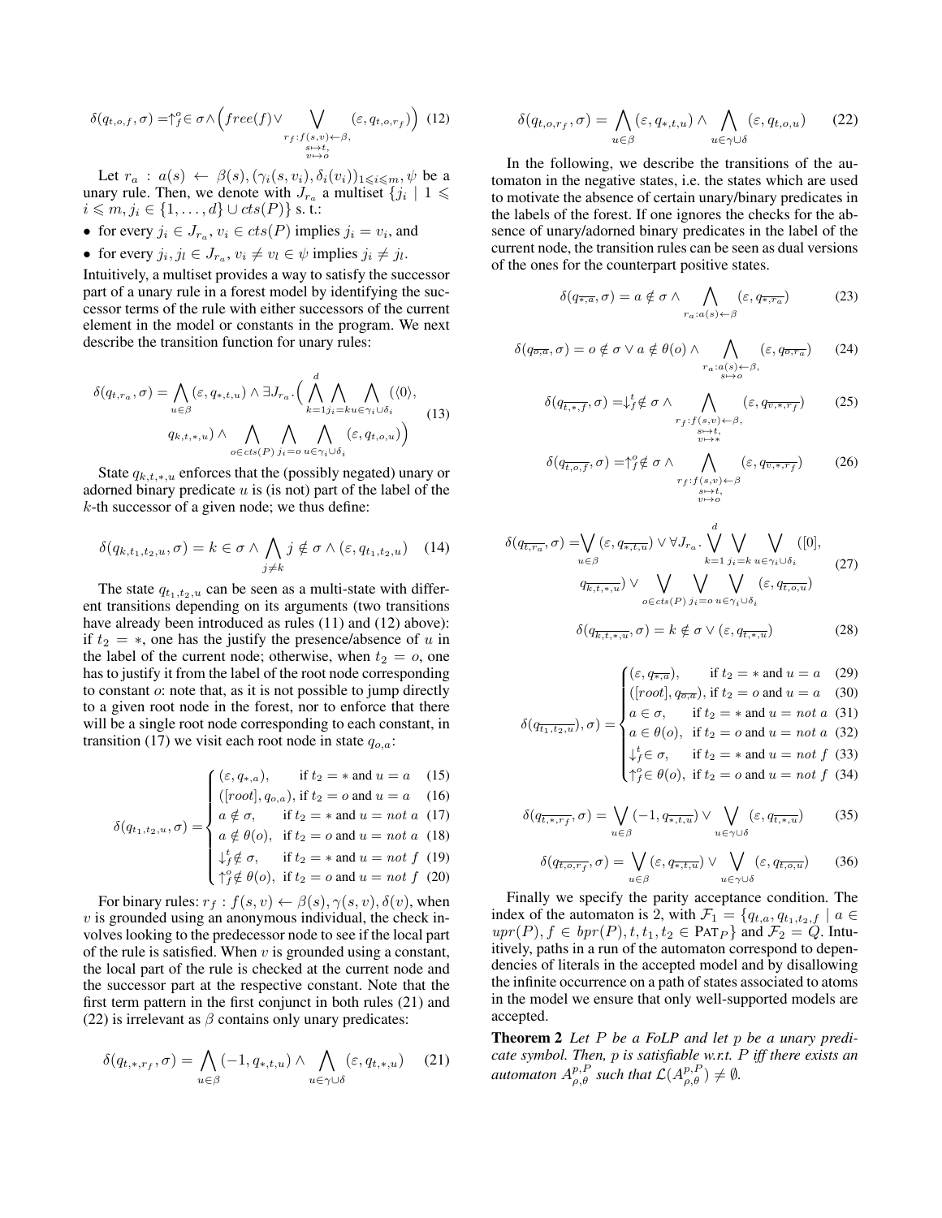$$\delta(q_{t,o,f},\sigma) = \uparrow^o_f \in \sigma \wedge \Big( free(f) \vee \bigvee_{\substack{r_f : f(s,v) \leftarrow \beta,\\ s \mapsto t,\\ v \mapsto o}} (\varepsilon, q_{t,o,r_f}) \Big) \quad (12)$$

Let $r_a : a(s) \leftarrow \beta(s), (\gamma_i(s, v_i), \delta_i(v_i))_{1 \leqslant i \leqslant m}, \psi$ be a unary rule. Then, we denote with $J_{r_a}$ a multiset $\{j_i \mid 1 \leqslant i \leqslant m, j_i \in \{1, \ldots, d\} \cup cts(P)\}$ s. t.:

- for every $j_i \in J_{r_a}$, $v_i \in cts(P)$ implies $j_i = v_i$, and
- for every $j_i, j_l \in J_{r_a}$, $v_i \neq v_l \in \psi$ implies $j_i \neq j_l$.

Intuitively, a multiset provides a way to satisfy the successor part of a unary rule in a forest model by identifying the successor terms of the rule with either successors of the current element in the model or constants in the program. We next describe the transition function for unary rules:

$$\delta(q_{t,r_a},\sigma) = \bigwedge_{u \in \beta} (\varepsilon, q_{*,t,u}) \wedge \exists J_{r_a} . \Big( \bigwedge_{k=1}^{d} \bigwedge_{j_i = k} \bigwedge_{u \in \gamma_i \cup \delta_i} (\langle 0 \rangle, q_{k,t,*,u}) \wedge \bigwedge_{o \in cts(P)} \bigwedge_{j_i = o} \bigwedge_{u \in \gamma_i \cup \delta_i} (\varepsilon, q_{t,o,u}) \Big) \quad (13)$$

State $q_{k,t,*,u}$ enforces that the (possibly negated) unary or adorned binary predicate $u$ is (is not) part of the label of the $k$-th successor of a given node; we thus define:

$$\delta(q_{k,t_1,t_2,u},\sigma) = k \in \sigma \wedge \bigwedge_{j \neq k} j \notin \sigma \wedge (\varepsilon, q_{t_1,t_2,u}) \quad (14)$$

The state $q_{t_1,t_2,u}$ can be seen as a multi-state with different transitions depending on its arguments (two transitions have already been introduced as rules (11) and (12) above): if $t_2 = *$, one has the justify the presence/absence of $u$ in the label of the current node; otherwise, when $t_2 = o$, one has to justify it from the label of the root node corresponding to constant $o$: note that, as it is not possible to jump directly to a given root node in the forest, nor to enforce that there will be a single root node corresponding to each constant, in transition (17) we visit each root node in state $q_{o,a}$:

$$\delta(q_{t_1,t_2,u},\sigma) = \begin{cases} (\varepsilon, q_{*,a}), & \text{if } t_2 = * \text{ and } u = a \quad (15) \\ ([root], q_{o,a}), & \text{if } t_2 = o \text{ and } u = a \quad (16) \\ a \notin \sigma, & \text{if } t_2 = * \text{ and } u = not\ a \quad (17) \\ a \notin \theta(o), & \text{if } t_2 = o \text{ and } u = not\ a \quad (18) \\ \downarrow^t_f \notin \sigma, & \text{if } t_2 = * \text{ and } u = not\ f \quad (19) \\ \uparrow^o_f \notin \theta(o), & \text{if } t_2 = o \text{ and } u = not\ f \quad (20) \end{cases}$$

For binary rules: $r_f : f(s,v) \leftarrow \beta(s), \gamma(s,v), \delta(v)$, when $v$ is grounded using an anonymous individual, the check involves looking to the predecessor node to see if the local part of the rule is satisfied. When $v$ is grounded using a constant, the local part of the rule is checked at the current node and the successor part at the respective constant. Note that the first term pattern in the first conjunct in both rules (21) and (22) is irrelevant as $\beta$ contains only unary predicates:

$$\delta(q_{t,*,r_f},\sigma) = \bigwedge_{u \in \beta} (-1, q_{*,t,u}) \wedge \bigwedge_{u \in \gamma \cup \delta} (\varepsilon, q_{t,*,u}) \quad (21)$$

$$\delta(q_{t,o,r_f},\sigma) = \bigwedge_{u \in \beta} (\varepsilon, q_{*,t,u}) \wedge \bigwedge_{u \in \gamma \cup \delta} (\varepsilon, q_{t,o,u}) \quad (22)$$

In the following, we describe the transitions of the automaton in the negative states, i.e. the states which are used to motivate the absence of certain unary/binary predicates in the labels of the forest. If one ignores the checks for the absence of unary/adorned binary predicates in the label of the current node, the transition rules can be seen as dual versions of the ones for the counterpart positive states.

$$\delta(q_{\overline{*,a}},\sigma) = a \notin \sigma \wedge \bigwedge_{r_a : a(s) \leftarrow \beta} (\varepsilon, q_{\overline{*,r_a}}) \quad (23)$$

$$\delta(q_{\overline{o,a}},\sigma) = o \notin \sigma \vee a \notin \theta(o) \wedge \bigwedge_{\substack{r_a : a(s) \leftarrow \beta,\\ s \mapsto o}} (\varepsilon, q_{\overline{o,r_a}}) \quad (24)$$

$$\delta(q_{\overline{t,*,f}},\sigma) = \downarrow^t_f \notin \sigma \wedge \bigwedge_{\substack{r_f : f(s,v) \leftarrow \beta,\\ s \mapsto t,\\ v \mapsto *}} (\varepsilon, q_{\overline{v,*,r_f}}) \quad (25)$$

$$\delta(q_{\overline{t,o,f}},\sigma) = \uparrow^o_f \notin \sigma \wedge \bigwedge_{\substack{r_f : f(s,v) \leftarrow \beta\\ s \mapsto t,\\ v \mapsto o}} (\varepsilon, q_{\overline{v,*,r_f}}) \quad (26)$$

$$\delta(q_{\overline{t,r_a}},\sigma) = \bigvee_{u \in \beta} (\varepsilon, q_{\overline{*,t,u}}) \vee \forall J_{r_a} . \bigvee_{k=1}^{d} \bigvee_{j_i = k} \bigvee_{u \in \gamma_i \cup \delta_i} ([0], q_{\overline{k,t,*,u}}) \vee \bigvee_{o \in cts(P)} \bigvee_{j_i = o} \bigvee_{u \in \gamma_i \cup \delta_i} (\varepsilon, q_{\overline{t,o,u}}) \quad (27)$$

$$\delta(q_{\overline{k,t,*,u}},\sigma) = k \notin \sigma \vee (\varepsilon, q_{\overline{t,*,u}}) \quad (28)$$

$$\delta(q_{\overline{t_1,t_2,u}}),\sigma) = \begin{cases} (\varepsilon, q_{\overline{*,a}}), & \text{if } t_2 = * \text{ and } u = a \quad (29) \\ ([root], q_{\overline{o,a}}), & \text{if } t_2 = o \text{ and } u = a \quad (30) \\ a \in \sigma, & \text{if } t_2 = * \text{ and } u = not\ a \quad (31) \\ a \in \theta(o), & \text{if } t_2 = o \text{ and } u = not\ a \quad (32) \\ \downarrow^t_f \in \sigma, & \text{if } t_2 = * \text{ and } u = not\ f \quad (33) \\ \uparrow^o_f \in \theta(o), & \text{if } t_2 = o \text{ and } u = not\ f \quad (34) \end{cases}$$

$$\delta(q_{\overline{t,*,r_f}},\sigma) = \bigvee_{u \in \beta} (-1, q_{\overline{*,t,u}}) \vee \bigvee_{u \in \gamma \cup \delta} (\varepsilon, q_{\overline{t,*,u}}) \quad (35)$$

$$\delta(q_{\overline{t,o,r_f}},\sigma) = \bigvee_{u \in \beta} (\varepsilon, q_{\overline{*,t,u}}) \vee \bigvee_{u \in \gamma \cup \delta} (\varepsilon, q_{\overline{t,o,u}}) \quad (36)$$

Finally we specify the parity acceptance condition. The index of the automaton is 2, with $\mathcal{F}_1 = \{q_{t,a}, q_{t_1,t_2,f} \mid a \in upr(P), f \in bpr(P), t, t_1, t_2 \in \text{PAT}_P\}$ and $\mathcal{F}_2 = Q$. Intuitively, paths in a run of the automaton correspond to dependencies of literals in the accepted model and by disallowing the infinite occurrence on a path of states associated to atoms in the model we ensure that only well-supported models are accepted.

**Theorem 2** *Let $P$ be a FoLP and let $p$ be a unary predicate symbol. Then, $p$ is satisfiable w.r.t. $P$ iff there exists an automaton $A^{p,P}_{\rho,\theta}$ such that $\mathcal{L}(A^{p,P}_{\rho,\theta}) \neq \emptyset$.*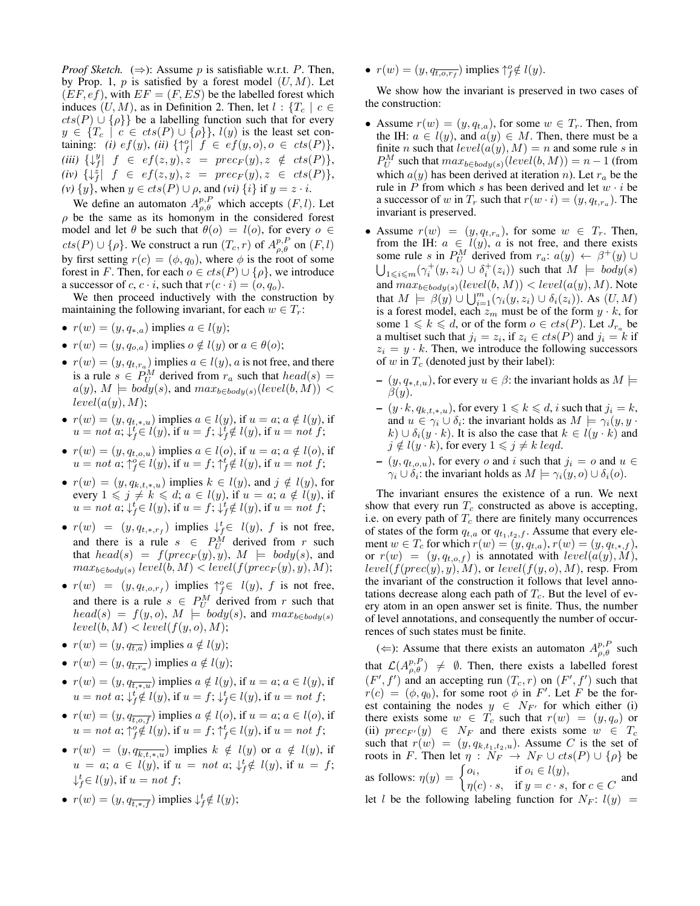*Proof Sketch.* ($\Rightarrow$): Assume $p$ is satisfiable w.r.t. $P$. Then, by Prop. 1, $p$ is satisfied by a forest model $(U, M)$. Let $(EF, ef)$, with $EF = (F, ES)$ be the labelled forest which induces $(U, M)$, as in Definition 2. Then, let $l : \{T_c \mid c \in cts(P) \cup \{\rho\}\}$ be a labelling function such that for every $y \in \{T_c \mid c \in cts(P) \cup \{\rho\}\}$, $l(y)$ is the least set containing: *(i)* $ef(y)$, *(ii)* $\{\uparrow_f^o \mid f \in ef(y, o), o \in cts(P)\}$, *(iii)* $\{\downarrow_f^y \mid f \in ef(z, y), z = prec_F(y), z \notin cts(P)\}$, *(iv)* $\{\downarrow_f^z \mid f \in ef(z, y), z = prec_F(y), z \in cts(P)\}$, *(v)* $\{y\}$, when $y \in cts(P) \cup \rho$, and *(vi)* $\{i\}$ if $y = z \cdot i$.

We define an automaton $A_{\rho,\theta}^{p,P}$ which accepts $(F, l)$. Let $\rho$ be the same as its homonym in the considered forest model and let $\theta$ be such that $\theta(o) = l(o)$, for every $o \in cts(P) \cup \{\rho\}$. We construct a run $(T_c, r)$ of $A_{\rho,\theta}^{p,P}$ on $(F, l)$ by first setting $r(c) = (\phi, q_0)$, where $\phi$ is the root of some forest in $F$. Then, for each $o \in cts(P) \cup \{\rho\}$, we introduce a successor of $c$, $c \cdot i$, such that $r(c \cdot i) = (o, q_o)$.

We then proceed inductively with the construction by maintaining the following invariant, for each $w \in T_r$:

- $r(w) = (y, q_{*,a})$ implies $a \in l(y)$;
- $r(w) = (y, q_{o,a})$ implies $o \notin l(y)$ or $a \in \theta(o)$;
- $r(w) = (y, q_{t,r_a})$ implies $a \in l(y)$, $a$ is not free, and there is a rule $s \in P_U^M$ derived from $r_a$ such that $head(s) = a(y)$, $M \models body(s)$, and $max_{b \in body(s)}(level(b, M)) < level(a(y), M)$;
- $r(w) = (y, q_{t,*,u})$ implies $a \in l(y)$, if $u = a$; $a \notin l(y)$, if $u = not\ a$; $\downarrow_f^t \in l(y)$, if $u = f$; $\downarrow_f^t \notin l(y)$, if $u = not\ f$;
- $r(w) = (y, q_{t,o,u})$ implies $a \in l(o)$, if $u = a$; $a \notin l(o)$, if $u = not\ a$; $\uparrow_f^o \in l(y)$, if $u = f$; $\uparrow_f^t \notin l(y)$, if $u = not\ f$;
- $r(w) = (y, q_{k,t,*,u})$ implies $k \in l(y)$, and $j \notin l(y)$, for every $1 \leqslant j \neq k \leqslant d$; $a \in l(y)$, if $u = a$; $a \notin l(y)$, if $u = not\ a$; $\downarrow_f^t \in l(y)$, if $u = f$; $\downarrow_f^t \notin l(y)$, if $u = not\ f$;
- $r(w) = (y, q_{t,*,r_f})$ implies $\downarrow_f^t \in l(y)$, $f$ is not free, and there is a rule $s \in P_U^M$ derived from $r$ such that $head(s) = f(prec_F(y), y)$, $M \models body(s)$, and $max_{b \in body(s)}\ level(b, M) < level(f(prec_F(y), y), M)$;
- $r(w) = (y, q_{t,o,r_f})$ implies $\uparrow_f^o \in l(y)$, $f$ is not free, and there is a rule $s \in P_U^M$ derived from $r$ such that $head(s) = f(y, o)$, $M \models body(s)$, and $max_{b \in body(s)}$ $level(b, M) < level(f(y, o), M)$;
- $r(w) = (y, q_{\overline{t,a}})$ implies $a \notin l(y)$;
- $r(w) = (y, q_{\overline{t,r_a}})$ implies $a \notin l(y)$;
- $r(w) = (y, q_{\overline{t,*,u}})$ implies $a \notin l(y)$, if $u = a$; $a \in l(y)$, if $u = not\ a$; $\downarrow_f^t \notin l(y)$, if $u = f$; $\downarrow_f^t \in l(y)$, if $u = not\ f$;
- $r(w) = (y, q_{\overline{t,o,f}})$ implies $a \notin l(o)$, if $u = a$; $a \in l(o)$, if $u = not\ a$; $\uparrow_f^o \notin l(y)$, if $u = f$; $\uparrow_f^t \in l(y)$, if $u = not\ f$;
- $r(w) = (y, q_{\overline{k,t,*,u}})$ implies $k \notin l(y)$ or $a \notin l(y)$, if $u = a$; $a \in l(y)$, if $u = not\ a$; $\downarrow_f^t \notin l(y)$, if $u = f$; $\downarrow_f^t \in l(y)$, if $u = not\ f$;
- $r(w) = (y, q_{\overline{t,*,f}})$ implies $\downarrow_f^t \notin l(y)$;
- $r(w) = (y, q_{\overline{t,o,r_f}})$ implies $\uparrow_f^o \notin l(y)$.

We show how the invariant is preserved in two cases of the construction:

- Assume $r(w) = (y, q_{t,a})$, for some $w \in T_r$. Then, from the IH: $a \in l(y)$, and $a(y) \in M$. Then, there must be a finite $n$ such that $level(a(y), M) = n$ and some rule $s$ in $P_U^M$ such that $max_{b \in body(s)}(level(b, M)) = n - 1$ (from which $a(y)$ has been derived at iteration $n$). Let $r_a$ be the rule in $P$ from which $s$ has been derived and let $w \cdot i$ be a successor of $w$ in $T_r$ such that $r(w \cdot i) = (y, q_{t,r_a})$. The invariant is preserved.
- Assume $r(w) = (y, q_{t,r_a})$, for some $w \in T_r$. Then, from the IH: $a \in l(y)$, $a$ is not free, and there exists some rule $s$ in $P_U^M$ derived from $r_a$: $a(y) \leftarrow \beta^+(y) \cup \bigcup_{1 \leqslant i \leqslant m}(\gamma_i^+(y, z_i) \cup \delta_i^+(z_i))$ such that $M \models body(s)$ and $max_{b \in body(s)}(level(b, M)) < level(a(y), M)$. Note that $M \models \beta(y) \cup \bigcup_{i=1}^m(\gamma_i(y, z_i) \cup \delta_i(z_i))$. As $(U, M)$ is a forest model, each $z_m$ must be of the form $y \cdot k$, for some $1 \leqslant k \leqslant d$, or of the form $o \in cts(P)$. Let $J_{r_a}$ be a multiset such that $j_i = z_i$, if $z_i \in cts(P)$ and $j_i = k$ if $z_i = y \cdot k$. Then, we introduce the following successors of $w$ in $T_c$ (denoted just by their label):
  - $(y, q_{*,t,u})$, for every $u \in \beta$: the invariant holds as $M \models \beta(y)$.
  - $(y \cdot k, q_{k,t,*,u})$, for every $1 \leqslant k \leqslant d$, $i$ such that $j_i = k$, and $u \in \gamma_i \cup \delta_i$: the invariant holds as $M \models \gamma_i(y, y \cdot k) \cup \delta_i(y \cdot k)$. It is also the case that $k \in l(y \cdot k)$ and $j \notin l(y \cdot k)$, for every $1 \leqslant j \neq k\ leqd$.
  - $(y, q_{t,o,u})$, for every $o$ and $i$ such that $j_i = o$ and $u \in \gamma_i \cup \delta_i$: the invariant holds as $M \models \gamma_i(y, o) \cup \delta_i(o)$.

The invariant ensures the existence of a run. We next show that every run $T_c$ constructed as above is accepting, i.e. on every path of $T_c$ there are finitely many occurrences of states of the form $q_{t,a}$ or $q_{t_1,t_2,f}$. Assume that every element $w \in T_c$ for which $r(w) = (y, q_{t,a})$, $r(w) = (y, q_{t,*,f})$, or $r(w) = (y, q_{t,o,f})$ is annotated with $level(a(y), M)$, $level(f(prec(y), y), M)$, or $level(f(y, o), M)$, resp. From the invariant of the construction it follows that level annotations decrease along each path of $T_c$. But the level of every atom in an open answer set is finite. Thus, the number of level annotations, and consequently the number of occurrences of such states must be finite.

($\Leftarrow$): Assume that there exists an automaton $A_{\rho,\theta}^{p,P}$ such that $\mathcal{L}(A_{\rho,\theta}^{p,P}) \neq \emptyset$. Then, there exists a labelled forest $(F', f')$ and an accepting run $(T_c, r)$ on $(F', f')$ such that $r(c) = (\phi, q_0)$, for some root $\phi$ in $F'$. Let $F$ be the forest containing the nodes $y \in N_{F'}$ for which either (i) there exists some $w \in T_c$ such that $r(w) = (y, q_o)$ or (ii) $prec_{F'}(y) \in N_F$ and there exists some $w \in T_c$ such that $r(w) = (y, q_{k,t_1,t_2,u})$. Assume $C$ is the set of roots in $F$. Then let $\eta : N_F \to N_F \cup cts(P) \cup \{\rho\}$ be as follows: $\eta(y) = \begin{cases} o_i, & \text{if } o_i \in l(y), \\ \eta(c) \cdot s, & \text{if } y = c \cdot s, \text{ for } c \in C \end{cases}$ and let $l$ be the following labeling function for $N_F$: $l(y) =$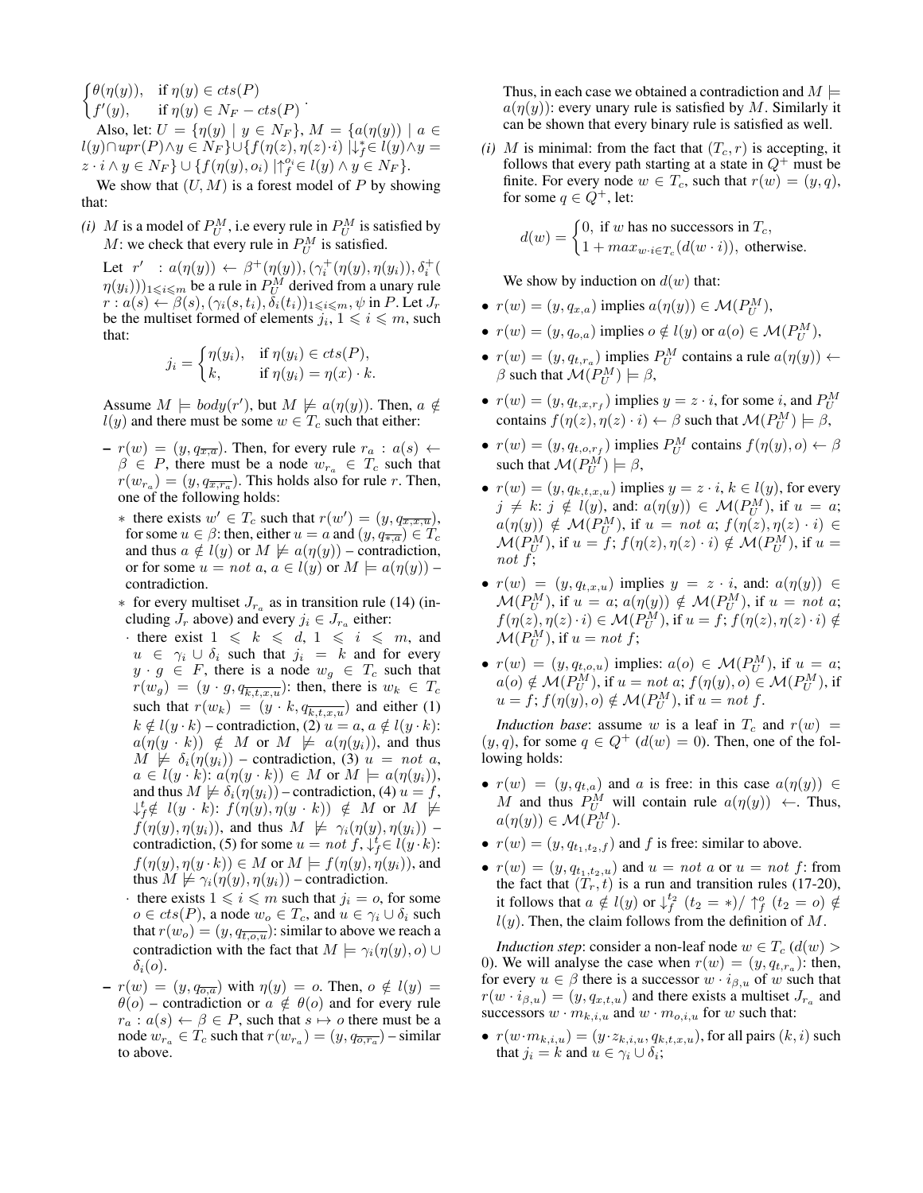$$\begin{cases}\theta(\eta(y)), & \text{if } \eta(y) \in cts(P) \\ f'(y), & \text{if } \eta(y) \in N_F - cts(P)\end{cases}.$$

Also, let: $U = \{\eta(y) \mid y \in N_F\}$, $M = \{a(\eta(y)) \mid a \in l(y) \cap upr(P) \wedge y \in N_F\} \cup \{f(\eta(z), \eta(z) \cdot i) \mid \downarrow_f^* \in l(y) \wedge y = z \cdot i \wedge y \in N_F\} \cup \{f(\eta(y), o_i) \mid \uparrow_f^{o_i} \in l(y) \wedge y \in N_F\}$.

We show that $(U, M)$ is a forest model of $P$ by showing that:

*(i)* $M$ is a model of $P_U^M$, i.e every rule in $P_U^M$ is satisfied by $M$: we check that every rule in $P_U^M$ is satisfied.

Let $r'$ : $a(\eta(y)) \leftarrow \beta^+(\eta(y)), (\gamma_i^+(\eta(y), \eta(y_i)), \delta_i^+(\eta(y_i)))_{1 \leqslant i \leqslant m}$ be a rule in $P_U^M$ derived from a unary rule $r : a(s) \leftarrow \beta(s), (\gamma_i(s, t_i), \delta_i(t_i))_{1 \leqslant i \leqslant m}, \psi$ in $P$. Let $J_r$ be the multiset formed of elements $j_i$, $1 \leqslant i \leqslant m$, such that:

$$j_i = \begin{cases}\eta(y_i), & \text{if } \eta(y_i) \in cts(P), \\ k, & \text{if } \eta(y_i) = \eta(x) \cdot k.\end{cases}$$

Assume $M \models body(r')$, but $M \not\models a(\eta(y))$. Then, $a \notin l(y)$ and there must be some $w \in T_c$ such that either:

- $r(w) = (y, q_{\overline{x,a}})$. Then, for every rule $r_a : a(s) \leftarrow \beta \in P$, there must be a node $w_{r_a} \in T_c$ such that $r(w_{r_a}) = (y, q_{\overline{x,r_a}})$. This holds also for rule $r$. Then, one of the following holds:
  - there exists $w' \in T_c$ such that $r(w') = (y, q_{\overline{x,x,u}})$, for some $u \in \beta$: then, either $u = a$ and $(y, q_{\overline{*,a}}) \in T_c$ and thus $a \notin l(y)$ or $M \not\models a(\eta(y))$ – contradiction, or for some $u = not\ a$, $a \in l(y)$ or $M \models a(\eta(y))$ – contradiction.
  - for every multiset $J_{r_a}$ as in transition rule (14) (including $J_r$ above) and every $j_i \in J_{r_a}$ either:
    - there exist $1 \leqslant k \leqslant d$, $1 \leqslant i \leqslant m$, and $u \in \gamma_i \cup \delta_i$ such that $j_i = k$ and for every $y \cdot g \in F$, there is a node $w_g \in T_c$ such that $r(w_g) = (y \cdot g, q_{\overline{k,t,x,u}})$: then, there is $w_k \in T_c$ such that $r(w_k) = (y \cdot k, q_{\overline{k,t,x,u}})$ and either (1) $k \notin l(y \cdot k)$ – contradiction, (2) $u = a$, $a \notin l(y \cdot k)$: $a(\eta(y \cdot k)) \notin M$ or $M \not\models a(\eta(y_i))$, and thus $M \not\models \delta_i(\eta(y_i))$ – contradiction, (3) $u = not\ a$, $a \in l(y \cdot k)$: $a(\eta(y \cdot k)) \in M$ or $M \models a(\eta(y_i))$, and thus $M \not\models \delta_i(\eta(y_i))$ – contradiction, (4) $u = f$, $\downarrow_f^t \notin l(y \cdot k)$: $f(\eta(y), \eta(y \cdot k)) \notin M$ or $M \not\models f(\eta(y), \eta(y_i))$, and thus $M \not\models \gamma_i(\eta(y), \eta(y_i))$ – contradiction, (5) for some $u = not\ f$, $\downarrow_f^t \in l(y \cdot k)$: $f(\eta(y), \eta(y \cdot k)) \in M$ or $M \models f(\eta(y), \eta(y_i))$, and thus $M \not\models \gamma_i(\eta(y), \eta(y_i))$ – contradiction.
    - there exists $1 \leqslant i \leqslant m$ such that $j_i = o$, for some $o \in cts(P)$, a node $w_o \in T_c$, and $u \in \gamma_i \cup \delta_i$ such that $r(w_o) = (y, q_{\overline{t,o,u}})$: similar to above we reach a contradiction with the fact that $M \models \gamma_i(\eta(y), o) \cup \delta_i(o)$.
- $r(w) = (y, q_{\overline{o,a}})$ with $\eta(y) = o$. Then, $o \notin l(y) = \theta(o)$ – contradiction or $a \notin \theta(o)$ and for every rule $r_a : a(s) \leftarrow \beta \in P$, such that $s \mapsto o$ there must be a node $w_{r_a} \in T_c$ such that $r(w_{r_a}) = (y, q_{\overline{o,r_a}})$ – similar to above.

Thus, in each case we obtained a contradiction and $M \models a(\eta(y))$: every unary rule is satisfied by $M$. Similarly it can be shown that every binary rule is satisfied as well.

*(i)* $M$ is minimal: from the fact that $(T_c, r)$ is accepting, it follows that every path starting at a state in $Q^+$ must be finite. For every node $w \in T_c$, such that $r(w) = (y, q)$, for some $q \in Q^+$, let:

$$d(w) = \begin{cases}0, \text{ if } w \text{ has no successors in } T_c, \\ 1 + max_{w \cdot i \in T_c}(d(w \cdot i)), \text{ otherwise.}\end{cases}$$

We show by induction on $d(w)$ that:

- $r(w) = (y, q_{x,a})$ implies $a(\eta(y)) \in \mathcal{M}(P_U^M)$,
- $r(w) = (y, q_{o,a})$ implies $o \notin l(y)$ or $a(o) \in \mathcal{M}(P_U^M)$,
- $r(w) = (y, q_{t,r_a})$ implies $P_U^M$ contains a rule $a(\eta(y)) \leftarrow \beta$ such that $\mathcal{M}(P_U^M) \models \beta$,
- $r(w) = (y, q_{t,x,r_f})$ implies $y = z \cdot i$, for some $i$, and $P_U^M$ contains $f(\eta(z), \eta(z) \cdot i) \leftarrow \beta$ such that $\mathcal{M}(P_U^M) \models \beta$,
- $r(w) = (y, q_{t,o,r_f})$ implies $P_U^M$ contains $f(\eta(y), o) \leftarrow \beta$ such that $\mathcal{M}(P_U^M) \models \beta$,
- $r(w) = (y, q_{k,t,x,u})$ implies $y = z \cdot i$, $k \in l(y)$, for every $j \neq k$: $j \notin l(y)$, and: $a(\eta(y)) \in \mathcal{M}(P_U^M)$, if $u = a$; $a(\eta(y)) \notin \mathcal{M}(P_U^M)$, if $u = not\ a$; $f(\eta(z), \eta(z) \cdot i) \in \mathcal{M}(P_U^M)$, if $u = f$; $f(\eta(z), \eta(z) \cdot i) \notin \mathcal{M}(P_U^M)$, if $u = not\ f$;
- $r(w) = (y, q_{t,x,u})$ implies $y = z \cdot i$, and: $a(\eta(y)) \in \mathcal{M}(P_U^M)$, if $u = a$; $a(\eta(y)) \notin \mathcal{M}(P_U^M)$, if $u = not\ a$; $f(\eta(z), \eta(z) \cdot i) \in \mathcal{M}(P_U^M)$, if $u = f$; $f(\eta(z), \eta(z) \cdot i) \notin \mathcal{M}(P_U^M)$, if $u = not\ f$;
- $r(w) = (y, q_{t,o,u})$ implies: $a(o) \in \mathcal{M}(P_U^M)$, if $u = a$; $a(o) \notin \mathcal{M}(P_U^M)$, if $u = not\ a$; $f(\eta(y), o) \in \mathcal{M}(P_U^M)$, if $u = f$; $f(\eta(y), o) \notin \mathcal{M}(P_U^M)$, if $u = not\ f$.

*Induction base*: assume $w$ is a leaf in $T_c$ and $r(w) = (y, q)$, for some $q \in Q^+$ ($d(w) = 0$). Then, one of the following holds:

- $r(w) = (y, q_{t,a})$ and $a$ is free: in this case $a(\eta(y)) \in M$ and thus $P_U^M$ will contain rule $a(\eta(y)) \leftarrow$. Thus, $a(\eta(y)) \in \mathcal{M}(P_U^M)$.
- $r(w) = (y, q_{t_1,t_2,f})$ and $f$ is free: similar to above.
- $r(w) = (y, q_{t_1,t_2,u})$ and $u = not\ a$ or $u = not\ f$: from the fact that $(T_r, t)$ is a run and transition rules (17-20), it follows that $a \notin l(y)$ or $\downarrow_f^{t_2}$ ($t_2 = *$)/ $\uparrow_f^o$ ($t_2 = o$) $\notin l(y)$. Then, the claim follows from the definition of $M$.

*Induction step*: consider a non-leaf node $w \in T_c$ ($d(w) > 0$). We will analyse the case when $r(w) = (y, q_{t,r_a})$: then, for every $u \in \beta$ there is a successor $w \cdot i_{\beta,u}$ of $w$ such that $r(w \cdot i_{\beta,u}) = (y, q_{x,t,u})$ and there exists a multiset $J_{r_a}$ and successors $w \cdot m_{k,i,u}$ and $w \cdot m_{o,i,u}$ for $w$ such that:

- $r(w \cdot m_{k,i,u}) = (y \cdot z_{k,i,u}, q_{k,t,x,u})$, for all pairs $(k, i)$ such that $j_i = k$ and $u \in \gamma_i \cup \delta_i$;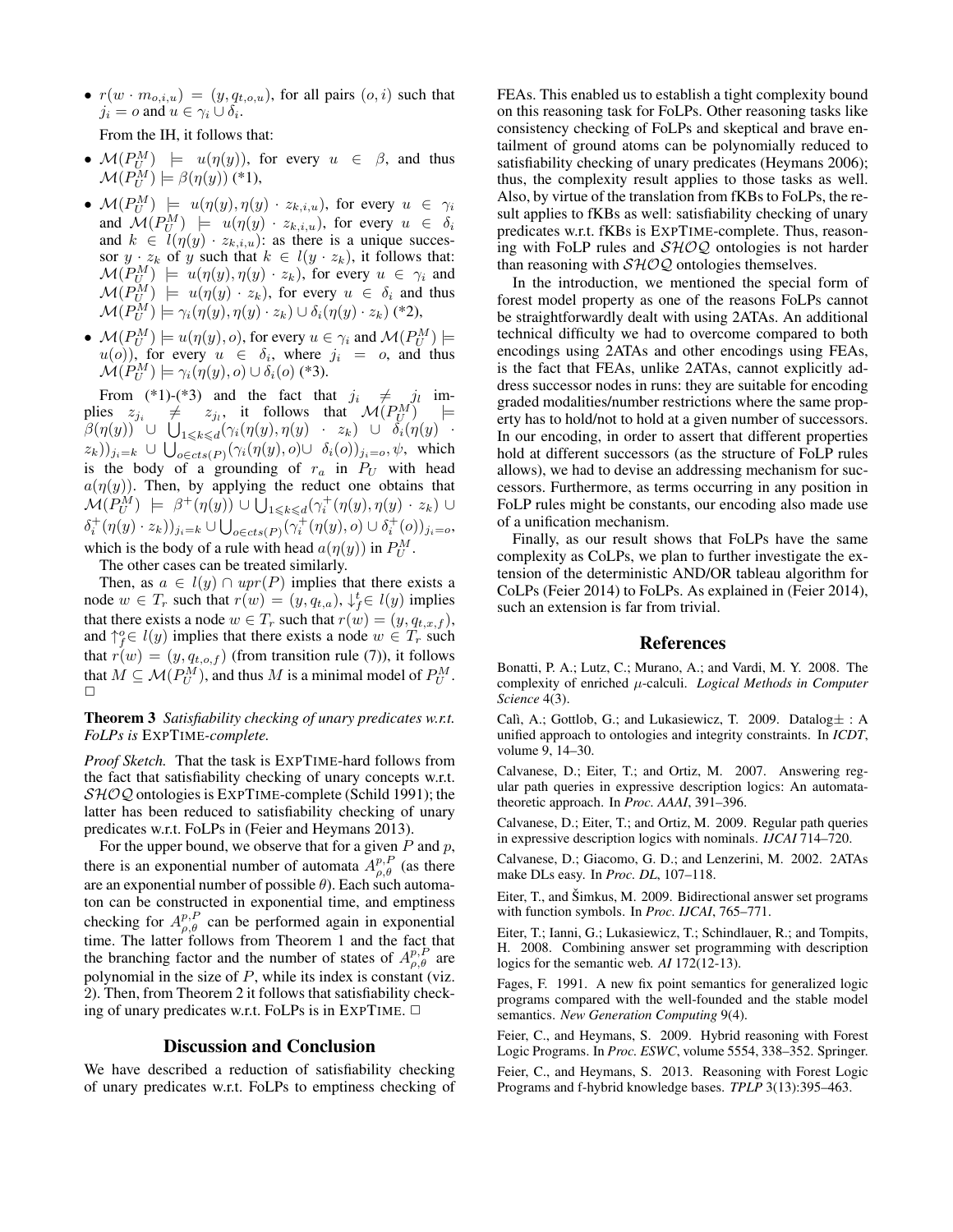- $r(w \cdot m_{o,i,u}) = (y, q_{t,o,u})$, for all pairs $(o, i)$ such that $j_i = o$ and $u \in \gamma_i \cup \delta_i$.

From the IH, it follows that:

- $\mathcal{M}(P_U^M) \models u(\eta(y))$, for every $u \in \beta$, and thus $\mathcal{M}(P_U^M) \models \beta(\eta(y))$ (*1),
- $\mathcal{M}(P_U^M) \models u(\eta(y), \eta(y) \cdot z_{k,i,u})$, for every $u \in \gamma_i$ and $\mathcal{M}(P_U^M) \models u(\eta(y) \cdot z_{k,i,u})$, for every $u \in \delta_i$ and $k \in l(\eta(y) \cdot z_{k,i,u})$: as there is a unique successor $y \cdot z_k$ of $y$ such that $k \in l(y \cdot z_k)$, it follows that: $\mathcal{M}(P_U^M) \models u(\eta(y), \eta(y) \cdot z_k)$, for every $u \in \gamma_i$ and $\mathcal{M}(P_U^M) \models u(\eta(y) \cdot z_k)$, for every $u \in \delta_i$ and thus $\mathcal{M}(P_U^M) \models \gamma_i(\eta(y), \eta(y) \cdot z_k) \cup \delta_i(\eta(y) \cdot z_k)$ (*2),
- $\mathcal{M}(P_U^M) \models u(\eta(y), o)$, for every $u \in \gamma_i$ and $\mathcal{M}(P_U^M) \models u(o))$, for every $u \in \delta_i$, where $j_i = o$, and thus $\mathcal{M}(P_U^M) \models \gamma_i(\eta(y), o) \cup \delta_i(o)$ (*3).

From (*1)-(*3) and the fact that $j_i \neq j_l$ implies $z_{j_i} \neq z_{j_l}$, it follows that $\mathcal{M}(P_U^M) \models \beta(\eta(y)) \cup \bigcup_{1 \leqslant k \leqslant d} (\gamma_i(\eta(y), \eta(y) \cdot z_k) \cup \delta_i(\eta(y) \cdot z_k))_{j_i = k} \cup \bigcup_{o \in cts(P)} (\gamma_i(\eta(y), o) \cup \delta_i(o))_{j_i = o}, \psi$, which is the body of a grounding of $r_a$ in $P_U$ with head $a(\eta(y))$. Then, by applying the reduct one obtains that $\mathcal{M}(P_U^M) \models \beta^+(\eta(y)) \cup \bigcup_{1 \leqslant k \leqslant d} (\gamma_i^+(\eta(y), \eta(y) \cdot z_k) \cup \delta_i^+(\eta(y) \cdot z_k))_{j_i = k} \cup \bigcup_{o \in cts(P)} (\gamma_i^+(\eta(y), o) \cup \delta_i^+(o))_{j_i = o}$, which is the body of a rule with head $a(\eta(y))$ in $P_U^M$.

The other cases can be treated similarly.

Then, as $a \in l(y) \cap upr(P)$ implies that there exists a node $w \in T_r$ such that $r(w) = (y, q_{t,a})$, $\downarrow_f^t \in l(y)$ implies that there exists a node $w \in T_r$ such that $r(w) = (y, q_{t,x,f})$, and $\uparrow_f^o \in l(y)$ implies that there exists a node $w \in T_r$ such that $r(w) = (y, q_{t,o,f})$ (from transition rule (7)), it follows that $M \subseteq \mathcal{M}(P_U^M)$, and thus $M$ is a minimal model of $P_U^M$. □

**Theorem 3** *Satisfiability checking of unary predicates w.r.t. FoLPs is* EXPTIME*-complete.*

*Proof Sketch.* That the task is EXPTIME-hard follows from the fact that satisfiability checking of unary concepts w.r.t. $\mathcal{SHOQ}$ ontologies is EXPTIME-complete (Schild 1991); the latter has been reduced to satisfiability checking of unary predicates w.r.t. FoLPs in (Feier and Heymans 2013).

For the upper bound, we observe that for a given $P$ and $p$, there is an exponential number of automata $A_{\rho,\theta}^{p,P}$ (as there are an exponential number of possible $\theta$). Each such automaton can be constructed in exponential time, and emptiness checking for $A_{\rho,\theta}^{p,P}$ can be performed again in exponential time. The latter follows from Theorem 1 and the fact that the branching factor and the number of states of $A_{\rho,\theta}^{p,P}$ are polynomial in the size of $P$, while its index is constant (viz. 2). Then, from Theorem 2 it follows that satisfiability checking of unary predicates w.r.t. FoLPs is in EXPTIME. □

## Discussion and Conclusion

We have described a reduction of satisfiability checking of unary predicates w.r.t. FoLPs to emptiness checking of FEAs. This enabled us to establish a tight complexity bound on this reasoning task for FoLPs. Other reasoning tasks like consistency checking of FoLPs and skeptical and brave entailment of ground atoms can be polynomially reduced to satisfiability checking of unary predicates (Heymans 2006); thus, the complexity result applies to those tasks as well. Also, by virtue of the translation from fKBs to FoLPs, the result applies to fKBs as well: satisfiability checking of unary predicates w.r.t. fKBs is EXPTIME-complete. Thus, reasoning with FoLP rules and $\mathcal{SHOQ}$ ontologies is not harder than reasoning with $\mathcal{SHOQ}$ ontologies themselves.

In the introduction, we mentioned the special form of forest model property as one of the reasons FoLPs cannot be straightforwardly dealt with using 2ATAs. An additional technical difficulty we had to overcome compared to both encodings using 2ATAs and other encodings using FEAs, is the fact that FEAs, unlike 2ATAs, cannot explicitly address successor nodes in runs: they are suitable for encoding graded modalities/number restrictions where the same property has to hold/not to hold at a given number of successors. In our encoding, in order to assert that different properties hold at different successors (as the structure of FoLP rules allows), we had to devise an addressing mechanism for successors. Furthermore, as terms occurring in any position in FoLP rules might be constants, our encoding also made use of a unification mechanism.

Finally, as our result shows that FoLPs have the same complexity as CoLPs, we plan to further investigate the extension of the deterministic AND/OR tableau algorithm for CoLPs (Feier 2014) to FoLPs. As explained in (Feier 2014), such an extension is far from trivial.

## References

Bonatti, P. A.; Lutz, C.; Murano, A.; and Vardi, M. Y. 2008. The complexity of enriched $\mu$-calculi. *Logical Methods in Computer Science* 4(3).

Calì, A.; Gottlob, G.; and Lukasiewicz, T. 2009. Datalog± : A unified approach to ontologies and integrity constraints. In *ICDT*, volume 9, 14–30.

Calvanese, D.; Eiter, T.; and Ortiz, M. 2007. Answering regular path queries in expressive description logics: An automata-theoretic approach. In *Proc. AAAI*, 391–396.

Calvanese, D.; Eiter, T.; and Ortiz, M. 2009. Regular path queries in expressive description logics with nominals. *IJCAI* 714–720.

Calvanese, D.; Giacomo, G. D.; and Lenzerini, M. 2002. 2ATAs make DLs easy. In *Proc. DL*, 107–118.

Eiter, T., and Šimkus, M. 2009. Bidirectional answer set programs with function symbols. In *Proc. IJCAI*, 765–771.

Eiter, T.; Ianni, G.; Lukasiewicz, T.; Schindlauer, R.; and Tompits, H. 2008. Combining answer set programming with description logics for the semantic web. *AI* 172(12-13).

Fages, F. 1991. A new fix point semantics for generalized logic programs compared with the well-founded and the stable model semantics. *New Generation Computing* 9(4).

Feier, C., and Heymans, S. 2009. Hybrid reasoning with Forest Logic Programs. In *Proc. ESWC*, volume 5554, 338–352. Springer.

Feier, C., and Heymans, S. 2013. Reasoning with Forest Logic Programs and f-hybrid knowledge bases. *TPLP* 3(13):395–463.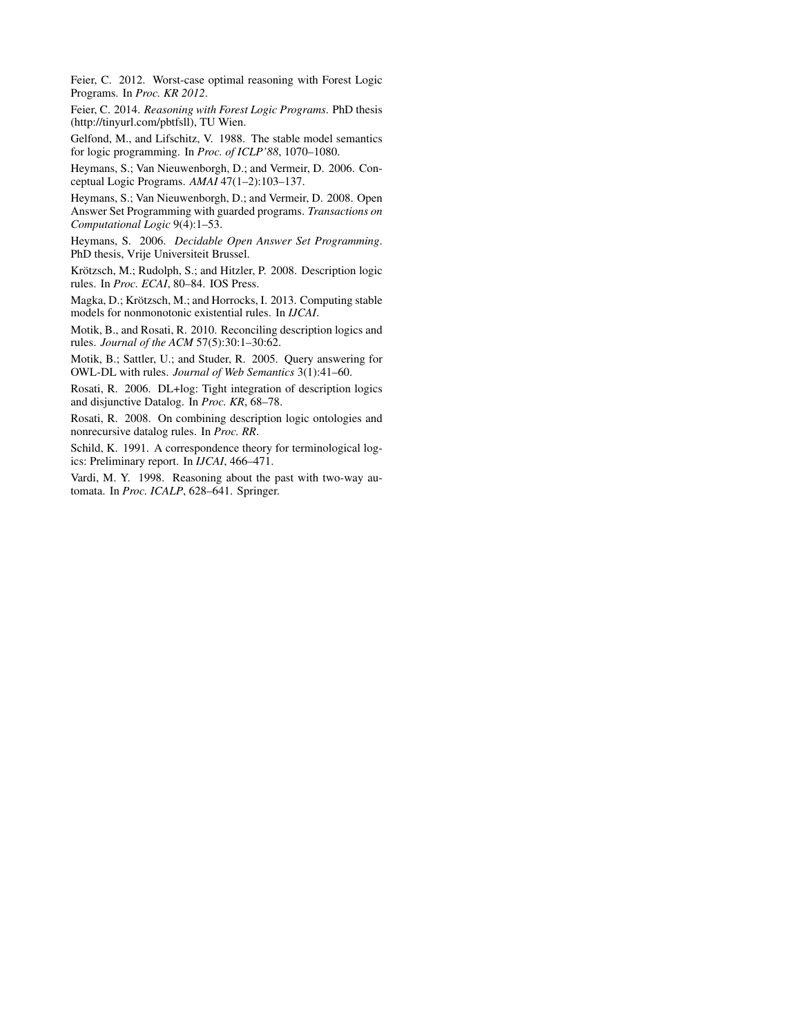Feier, C. 2012. Worst-case optimal reasoning with Forest Logic Programs. In *Proc. KR 2012*.

Feier, C. 2014. *Reasoning with Forest Logic Programs*. PhD thesis (http://tinyurl.com/pbtfsll), TU Wien.

Gelfond, M., and Lifschitz, V. 1988. The stable model semantics for logic programming. In *Proc. of ICLP'88*, 1070–1080.

Heymans, S.; Van Nieuwenborgh, D.; and Vermeir, D. 2006. Conceptual Logic Programs. *AMAI* 47(1–2):103–137.

Heymans, S.; Van Nieuwenborgh, D.; and Vermeir, D. 2008. Open Answer Set Programming with guarded programs. *Transactions on Computational Logic* 9(4):1–53.

Heymans, S. 2006. *Decidable Open Answer Set Programming*. PhD thesis, Vrije Universiteit Brussel.

Krötzsch, M.; Rudolph, S.; and Hitzler, P. 2008. Description logic rules. In *Proc. ECAI*, 80–84. IOS Press.

Magka, D.; Krötzsch, M.; and Horrocks, I. 2013. Computing stable models for nonmonotonic existential rules. In *IJCAI*.

Motik, B., and Rosati, R. 2010. Reconciling description logics and rules. *Journal of the ACM* 57(5):30:1–30:62.

Motik, B.; Sattler, U.; and Studer, R. 2005. Query answering for OWL-DL with rules. *Journal of Web Semantics* 3(1):41–60.

Rosati, R. 2006. DL+log: Tight integration of description logics and disjunctive Datalog. In *Proc. KR*, 68–78.

Rosati, R. 2008. On combining description logic ontologies and nonrecursive datalog rules. In *Proc. RR*.

Schild, K. 1991. A correspondence theory for terminological logics: Preliminary report. In *IJCAI*, 466–471.

Vardi, M. Y. 1998. Reasoning about the past with two-way automata. In *Proc. ICALP*, 628–641. Springer.